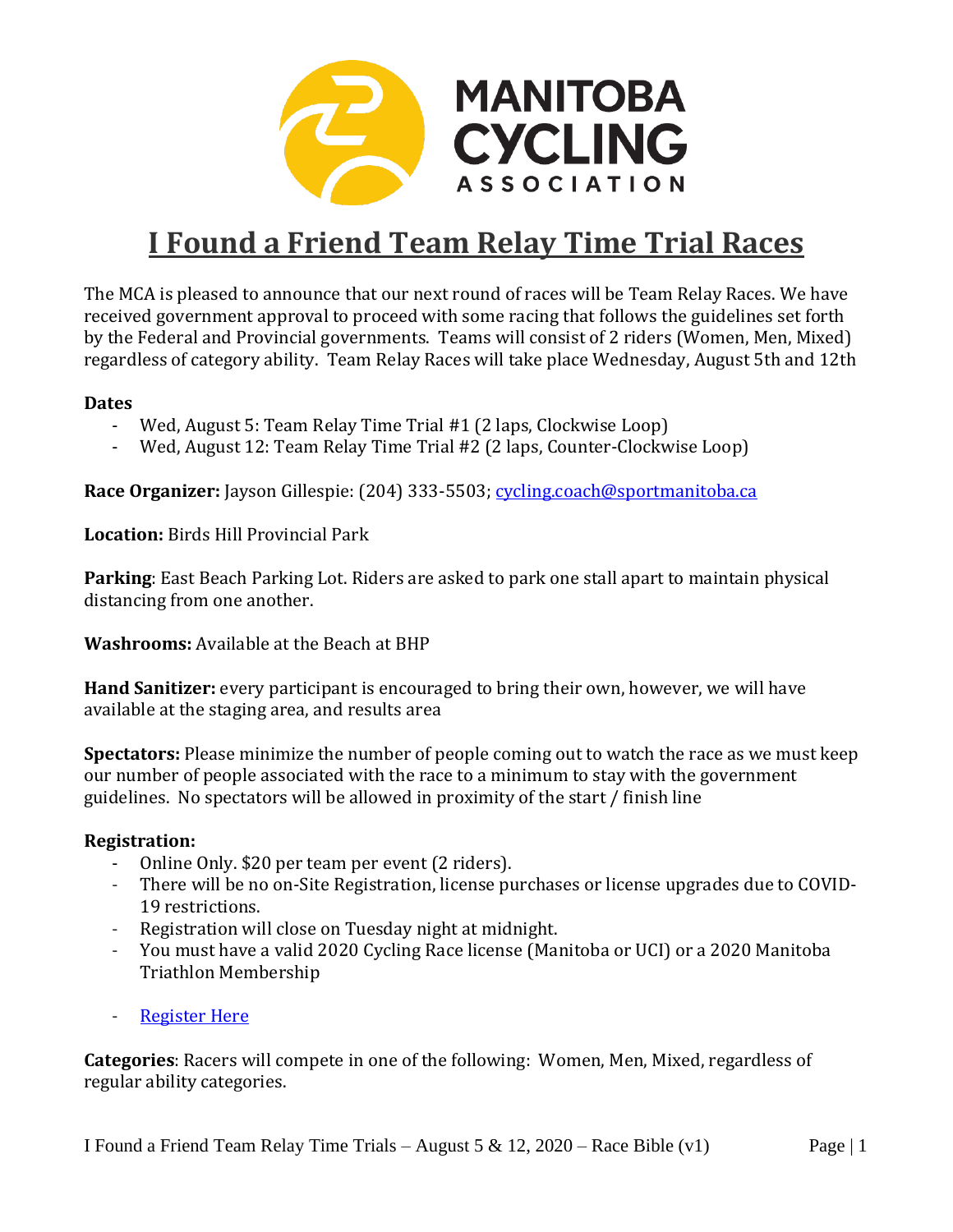# I Found a Friend Team Relay Time Trial Races

The MCA is pleased to announce that our next round of races will be Team Relay Races. We have received government approval to proceed with some racing that follows the guidelines set forth by the Federal and Provincial governments. Teams will consist of 2 riders (Women, Men, Mixed) regardless of category ability. Team Relay Races will take place Wednesday, August 5th and 12th

**Dates**

- Wed, August 5: Team Relay Time Trial #1 (2 laps, Clockwise Loop)
- Wed, August 12: Team Relay Time Trial #2 (2 laps, Counter-Clockwise Loop)

**Race Organizer:** Jayson Gillespie: (204) 333-5503; cycling.coach@sportmanitoba.ca

**Location:** Birds Hill Provincial Park

**Parking**: East Beach Parking Lot. Riders are asked to park one stall apart to maintain physical distancing from one another.

**Washrooms:** Available at the Beach at BHP

**Hand Sanitizer:** every participant is encouraged to bring their own, however, we will have available at the staging area, and results area

**Spectators:** Please minimize the number of people coming out to watch the race as we must keep our number of people associated with the race to a minimum to stay with the government guidelines. No spectators will be allowed in proximity of the start / finish line

**Registration:**

- Online Only. $20 per team per event (2 riders).
- There will be no on-Site Registration, license purchases or license upgrades due to COVID-19 restrictions.
- Registration will close on Tuesday night at midnight.
- You must have a valid 2020 Cycling Race license (Manitoba or UCI) or a 2020 Manitoba Triathlon Membership
- Register Here

**Categories**: Racers will compete in one of the following: Women, Men, Mixed, regardless of regular ability categories.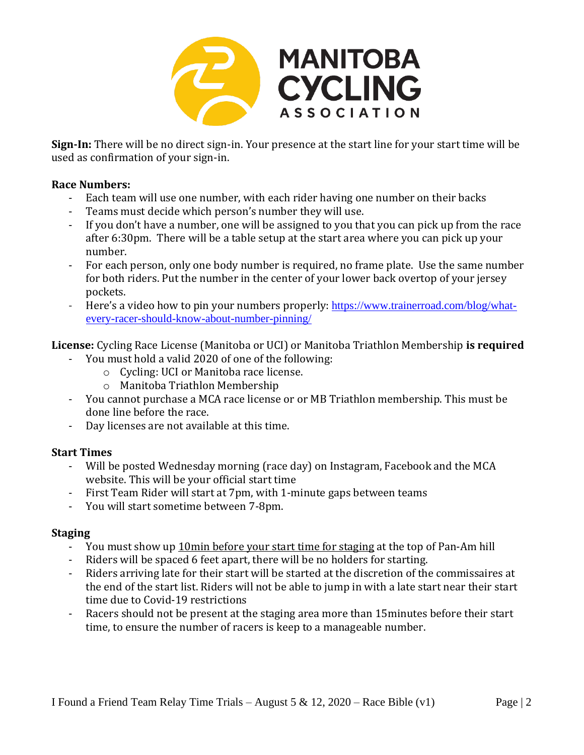**Sign-In:** There will be no direct sign-in. Your presence at the start line for your start time will be used as confirmation of your sign-in.

**Race Numbers:**

- Each team will use one number, with each rider having one number on their backs
- Teams must decide which person's number they will use.
- If you don't have a number, one will be assigned to you that you can pick up from the race after 6:30pm. There will be a table setup at the start area where you can pick up your number.
- For each person, only one body number is required, no frame plate. Use the same number for both riders. Put the number in the center of your lower back overtop of your jersey pockets.
- Here's a video how to pin your numbers properly: https://www.trainerroad.com/blog/what-every-racer-should-know-about-number-pinning/

**License:** Cycling Race License (Manitoba or UCI) or Manitoba Triathlon Membership **is required**

- You must hold a valid 2020 of one of the following:
  - Cycling: UCI or Manitoba race license.
  - Manitoba Triathlon Membership
- You cannot purchase a MCA race license or or MB Triathlon membership. This must be done line before the race.
- Day licenses are not available at this time.

**Start Times**

- Will be posted Wednesday morning (race day) on Instagram, Facebook and the MCA website. This will be your official start time
- First Team Rider will start at 7pm, with 1-minute gaps between teams
- You will start sometime between 7-8pm.

**Staging**

- You must show up <u>10min before your start time for staging</u> at the top of Pan-Am hill
- Riders will be spaced 6 feet apart, there will be no holders for starting.
- Riders arriving late for their start will be started at the discretion of the commissaires at the end of the start list. Riders will not be able to jump in with a late start near their start time due to Covid-19 restrictions
- Racers should not be present at the staging area more than 15minutes before their start time, to ensure the number of racers is keep to a manageable number.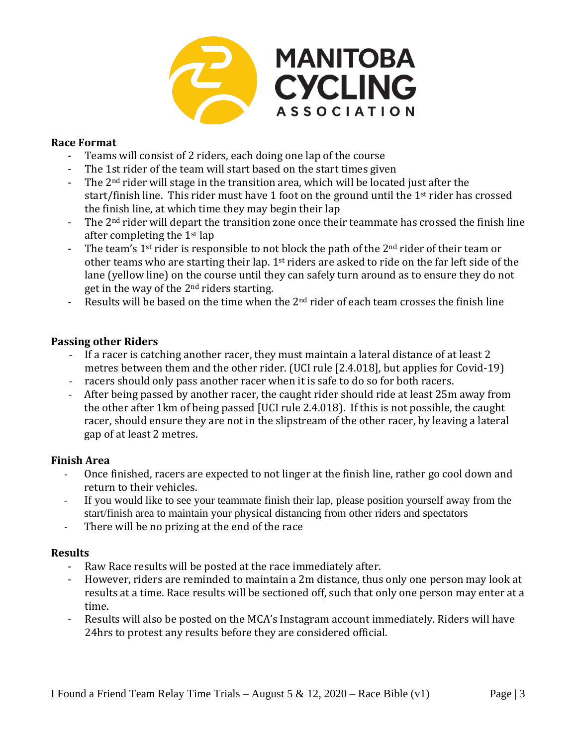## Race Format

- Teams will consist of 2 riders, each doing one lap of the course
- The 1st rider of the team will start based on the start times given
- The 2nd rider will stage in the transition area, which will be located just after the start/finish line. This rider must have 1 foot on the ground until the 1st rider has crossed the finish line, at which time they may begin their lap
- The 2nd rider will depart the transition zone once their teammate has crossed the finish line after completing the 1st lap
- The team's 1st rider is responsible to not block the path of the 2nd rider of their team or other teams who are starting their lap. 1st riders are asked to ride on the far left side of the lane (yellow line) on the course until they can safely turn around as to ensure they do not get in the way of the 2nd riders starting.
- Results will be based on the time when the 2nd rider of each team crosses the finish line

## Passing other Riders

- If a racer is catching another racer, they must maintain a lateral distance of at least 2 metres between them and the other rider. (UCI rule [2.4.018], but applies for Covid-19)
- racers should only pass another racer when it is safe to do so for both racers.
- After being passed by another racer, the caught rider should ride at least 25m away from the other after 1km of being passed [UCI rule 2.4.018). If this is not possible, the caught racer, should ensure they are not in the slipstream of the other racer, by leaving a lateral gap of at least 2 metres.

## Finish Area

- Once finished, racers are expected to not linger at the finish line, rather go cool down and return to their vehicles.
- If you would like to see your teammate finish their lap, please position yourself away from the start/finish area to maintain your physical distancing from other riders and spectators
- There will be no prizing at the end of the race

## Results

- Raw Race results will be posted at the race immediately after.
- However, riders are reminded to maintain a 2m distance, thus only one person may look at results at a time. Race results will be sectioned off, such that only one person may enter at a time.
- Results will also be posted on the MCA's Instagram account immediately. Riders will have 24hrs to protest any results before they are considered official.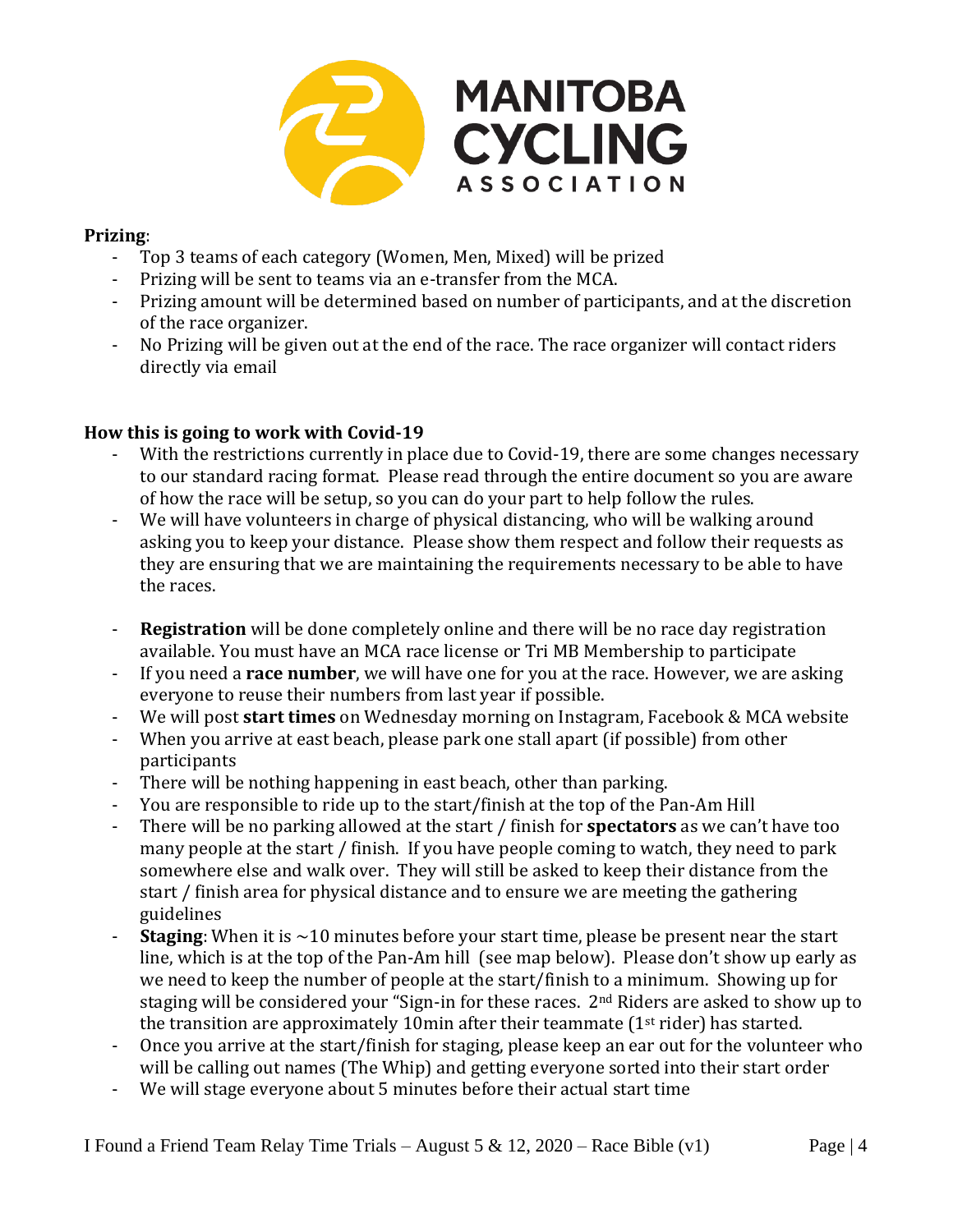**Prizing**:

- Top 3 teams of each category (Women, Men, Mixed) will be prized
- Prizing will be sent to teams via an e-transfer from the MCA.
- Prizing amount will be determined based on number of participants, and at the discretion of the race organizer.
- No Prizing will be given out at the end of the race. The race organizer will contact riders directly via email

**How this is going to work with Covid-19**

- With the restrictions currently in place due to Covid-19, there are some changes necessary to our standard racing format. Please read through the entire document so you are aware of how the race will be setup, so you can do your part to help follow the rules.
- We will have volunteers in charge of physical distancing, who will be walking around asking you to keep your distance. Please show them respect and follow their requests as they are ensuring that we are maintaining the requirements necessary to be able to have the races.
- **Registration** will be done completely online and there will be no race day registration available. You must have an MCA race license or Tri MB Membership to participate
- If you need a **race number**, we will have one for you at the race. However, we are asking everyone to reuse their numbers from last year if possible.
- We will post **start times** on Wednesday morning on Instagram, Facebook & MCA website
- When you arrive at east beach, please park one stall apart (if possible) from other participants
- There will be nothing happening in east beach, other than parking.
- You are responsible to ride up to the start/finish at the top of the Pan-Am Hill
- There will be no parking allowed at the start / finish for **spectators** as we can't have too many people at the start / finish. If you have people coming to watch, they need to park somewhere else and walk over. They will still be asked to keep their distance from the start / finish area for physical distance and to ensure we are meeting the gathering guidelines
- **Staging**: When it is ~10 minutes before your start time, please be present near the start line, which is at the top of the Pan-Am hill (see map below). Please don't show up early as we need to keep the number of people at the start/finish to a minimum. Showing up for staging will be considered your "Sign-in for these races. 2nd Riders are asked to show up to the transition are approximately 10min after their teammate (1st rider) has started.
- Once you arrive at the start/finish for staging, please keep an ear out for the volunteer who will be calling out names (The Whip) and getting everyone sorted into their start order
- We will stage everyone about 5 minutes before their actual start time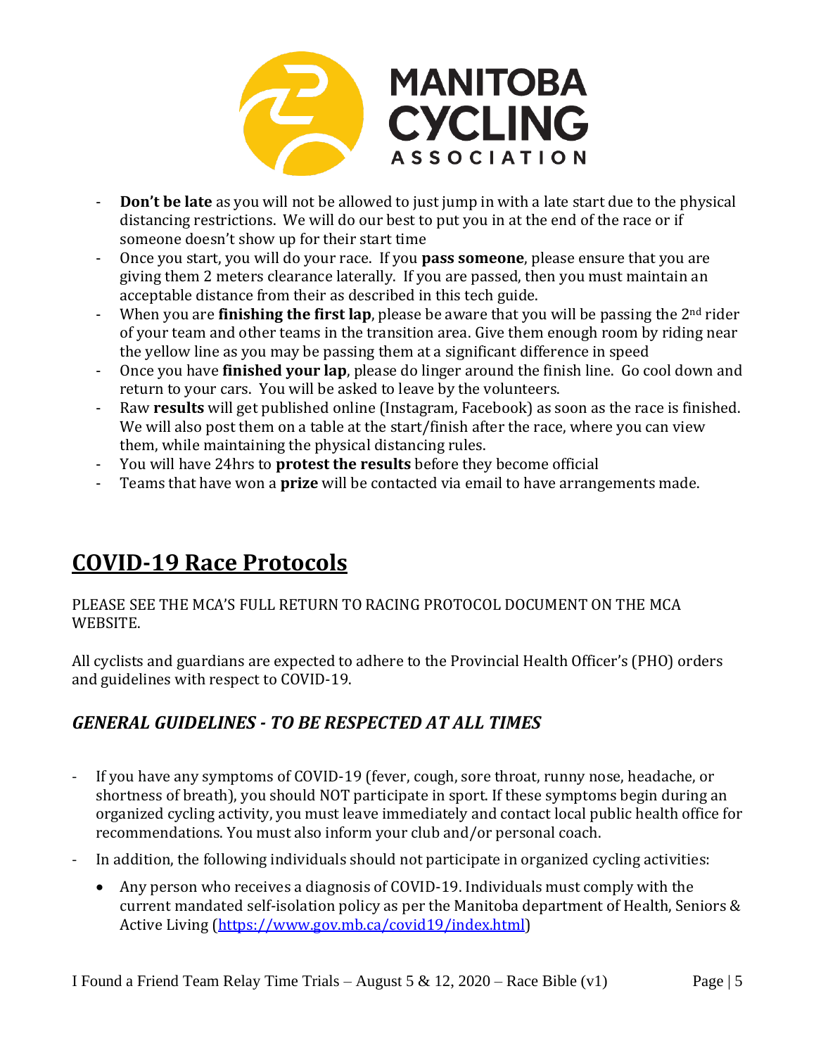- **Don't be late** as you will not be allowed to just jump in with a late start due to the physical distancing restrictions. We will do our best to put you in at the end of the race or if someone doesn't show up for their start time
- Once you start, you will do your race. If you **pass someone**, please ensure that you are giving them 2 meters clearance laterally. If you are passed, then you must maintain an acceptable distance from their as described in this tech guide.
- When you are **finishing the first lap**, please be aware that you will be passing the 2nd rider of your team and other teams in the transition area. Give them enough room by riding near the yellow line as you may be passing them at a significant difference in speed
- Once you have **finished your lap**, please do linger around the finish line. Go cool down and return to your cars. You will be asked to leave by the volunteers.
- Raw **results** will get published online (Instagram, Facebook) as soon as the race is finished. We will also post them on a table at the start/finish after the race, where you can view them, while maintaining the physical distancing rules.
- You will have 24hrs to **protest the results** before they become official
- Teams that have won a **prize** will be contacted via email to have arrangements made.

# COVID-19 Race Protocols

PLEASE SEE THE MCA'S FULL RETURN TO RACING PROTOCOL DOCUMENT ON THE MCA WEBSITE.

All cyclists and guardians are expected to adhere to the Provincial Health Officer's (PHO) orders and guidelines with respect to COVID-19.

## *GENERAL GUIDELINES - TO BE RESPECTED AT ALL TIMES*

- If you have any symptoms of COVID-19 (fever, cough, sore throat, runny nose, headache, or shortness of breath), you should NOT participate in sport. If these symptoms begin during an organized cycling activity, you must leave immediately and contact local public health office for recommendations. You must also inform your club and/or personal coach.
- In addition, the following individuals should not participate in organized cycling activities:
  - Any person who receives a diagnosis of COVID-19. Individuals must comply with the current mandated self-isolation policy as per the Manitoba department of Health, Seniors & Active Living (https://www.gov.mb.ca/covid19/index.html)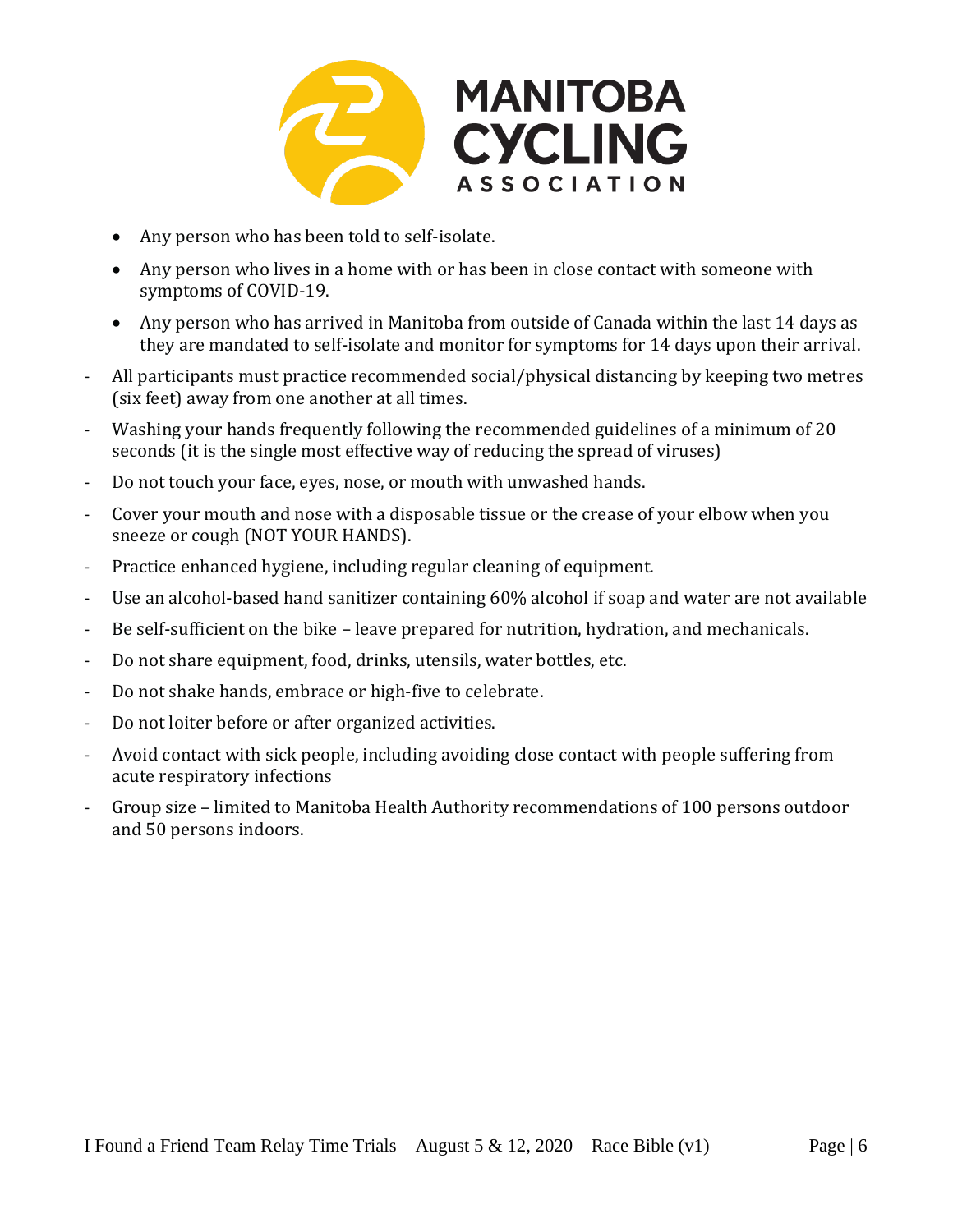- Any person who has been told to self-isolate.
- Any person who lives in a home with or has been in close contact with someone with symptoms of COVID-19.
- Any person who has arrived in Manitoba from outside of Canada within the last 14 days as they are mandated to self-isolate and monitor for symptoms for 14 days upon their arrival.

- All participants must practice recommended social/physical distancing by keeping two metres (six feet) away from one another at all times.
- Washing your hands frequently following the recommended guidelines of a minimum of 20 seconds (it is the single most effective way of reducing the spread of viruses)
- Do not touch your face, eyes, nose, or mouth with unwashed hands.
- Cover your mouth and nose with a disposable tissue or the crease of your elbow when you sneeze or cough (NOT YOUR HANDS).
- Practice enhanced hygiene, including regular cleaning of equipment.
- Use an alcohol-based hand sanitizer containing 60% alcohol if soap and water are not available
- Be self-sufficient on the bike – leave prepared for nutrition, hydration, and mechanicals.
- Do not share equipment, food, drinks, utensils, water bottles, etc.
- Do not shake hands, embrace or high-five to celebrate.
- Do not loiter before or after organized activities.
- Avoid contact with sick people, including avoiding close contact with people suffering from acute respiratory infections
- Group size – limited to Manitoba Health Authority recommendations of 100 persons outdoor and 50 persons indoors.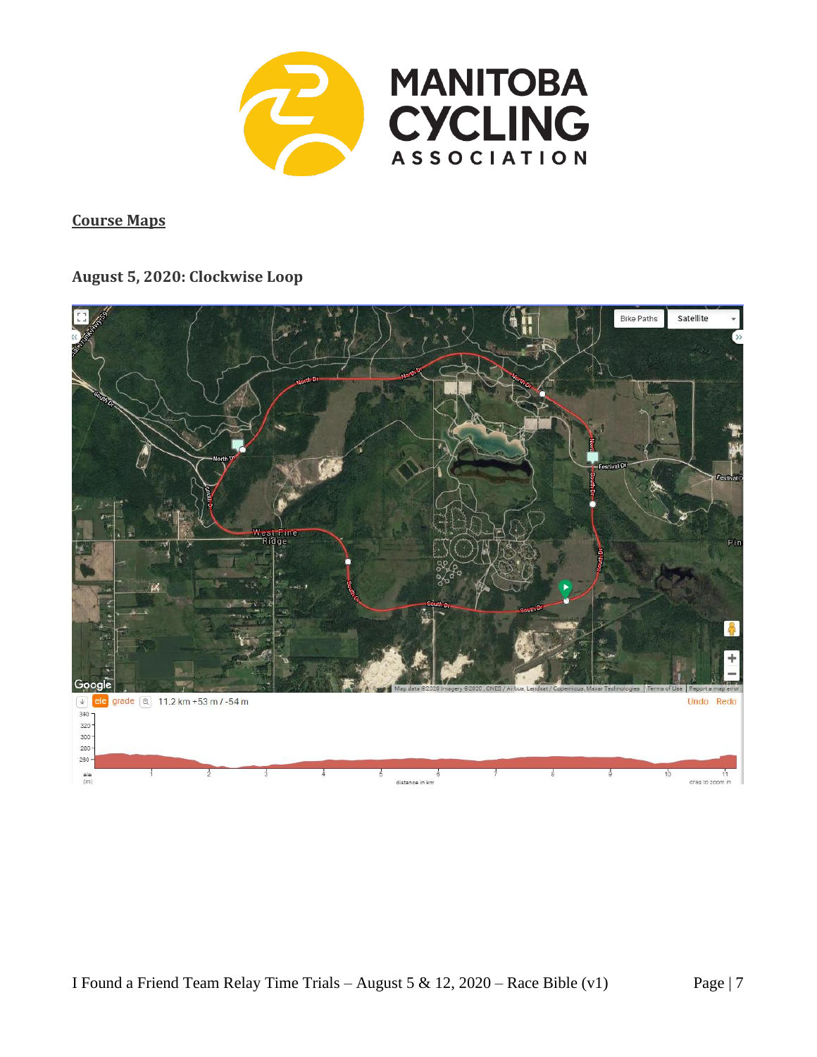## Course Maps

### August 5, 2020: Clockwise Loop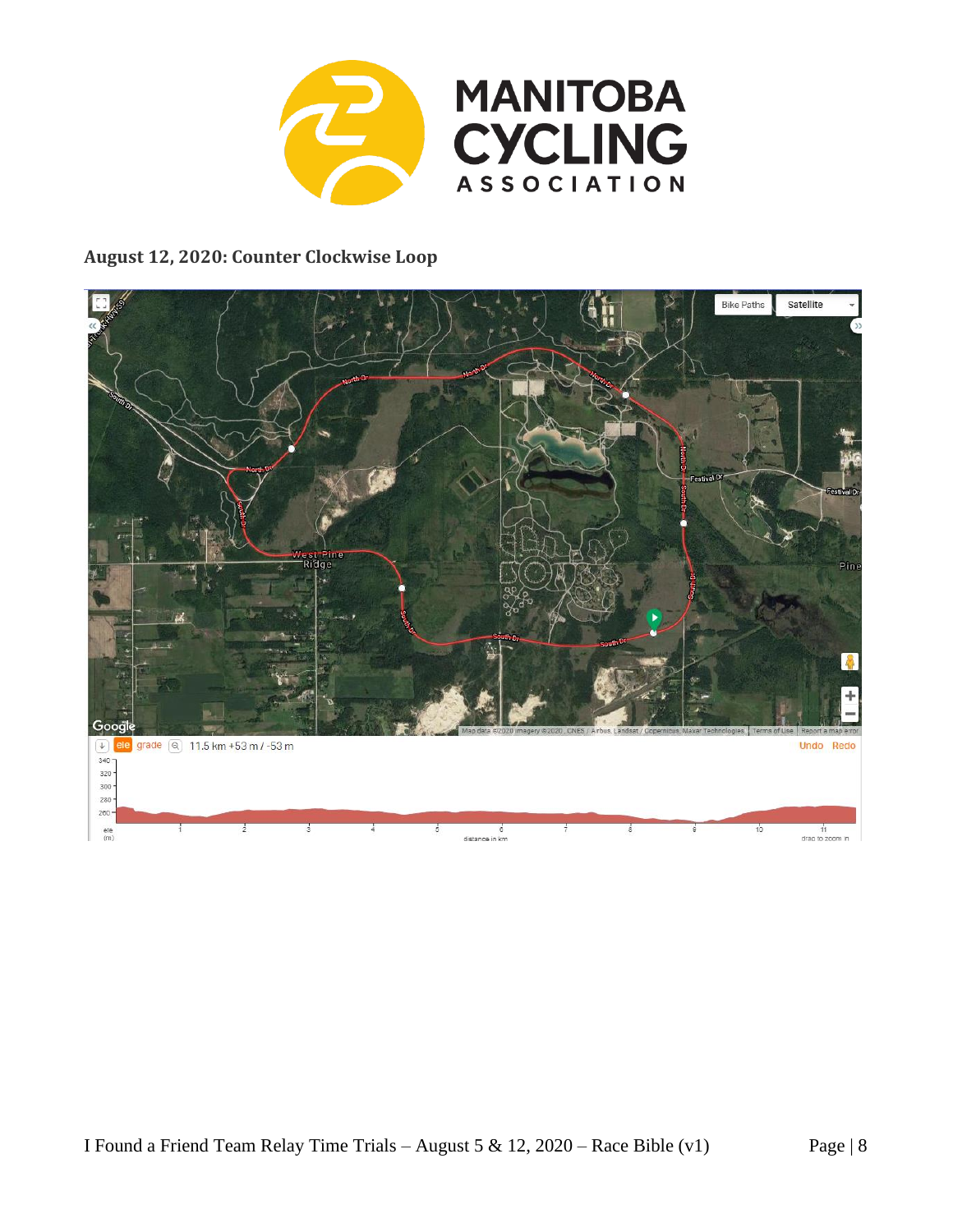## August 12, 2020: Counter Clockwise Loop

Bike Paths
Satellite

North Dr
North Dr
North Dr
North Dr
North Dr
South Dr
South Dr
South Dr
South Dr
South Dr
South Dr
West Pine Ridge
Festival Dr
Festival Dr
Pine

Google

Map data ©2020 Imagery ©2020, CNES / Airbus, Landsat / Copernicus, Maxar Technologies | Terms of Use | Report a map error

ele grade 11.5 km +53 m / -53 m

Undo Redo

340
320
300
280
260
ele (m)

1 2 3 4 5 6 7 8 9 10 11

distance in km

drag to zoom in